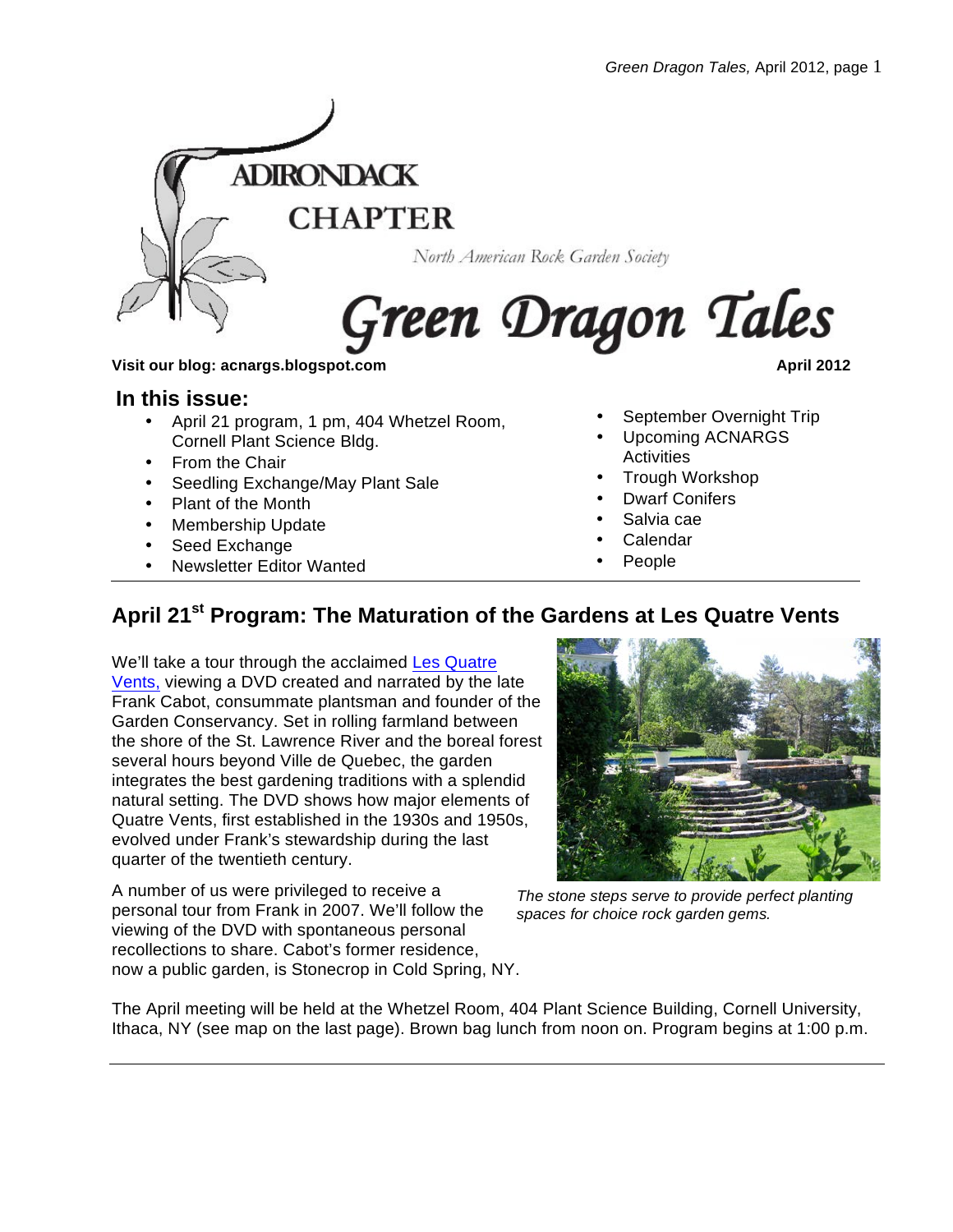ADIRONDACK CHAPTER

North American Rock Garden Society

# Green Dragon Tales

**Visit our blog: acnargs.blogspot.com** **April 2012**

## In this issue:

- April 21 program, 1 pm, 404 Whetzel Room, Cornell Plant Science Bldg.
- From the Chair
- Seedling Exchange/May Plant Sale
- Plant of the Month
- Membership Update
- Seed Exchange
- Newsletter Editor Wanted
- September Overnight Trip
- Upcoming ACNARGS Activities
- Trough Workshop
- Dwarf Conifers
- Salvia cae
- Calendar
- People

## April 21st Program: The Maturation of the Gardens at Les Quatre Vents

We'll take a tour through the acclaimed Les Quatre Vents, viewing a DVD created and narrated by the late Frank Cabot, consummate plantsman and founder of the Garden Conservancy. Set in rolling farmland between the shore of the St. Lawrence River and the boreal forest several hours beyond Ville de Quebec, the garden integrates the best gardening traditions with a splendid natural setting. The DVD shows how major elements of Quatre Vents, first established in the 1930s and 1950s, evolved under Frank's stewardship during the last quarter of the twentieth century.

*The stone steps serve to provide perfect planting spaces for choice rock garden gems.*

A number of us were privileged to receive a personal tour from Frank in 2007. We'll follow the viewing of the DVD with spontaneous personal recollections to share. Cabot's former residence, now a public garden, is Stonecrop in Cold Spring, NY.

The April meeting will be held at the Whetzel Room, 404 Plant Science Building, Cornell University, Ithaca, NY (see map on the last page). Brown bag lunch from noon on. Program begins at 1:00 p.m.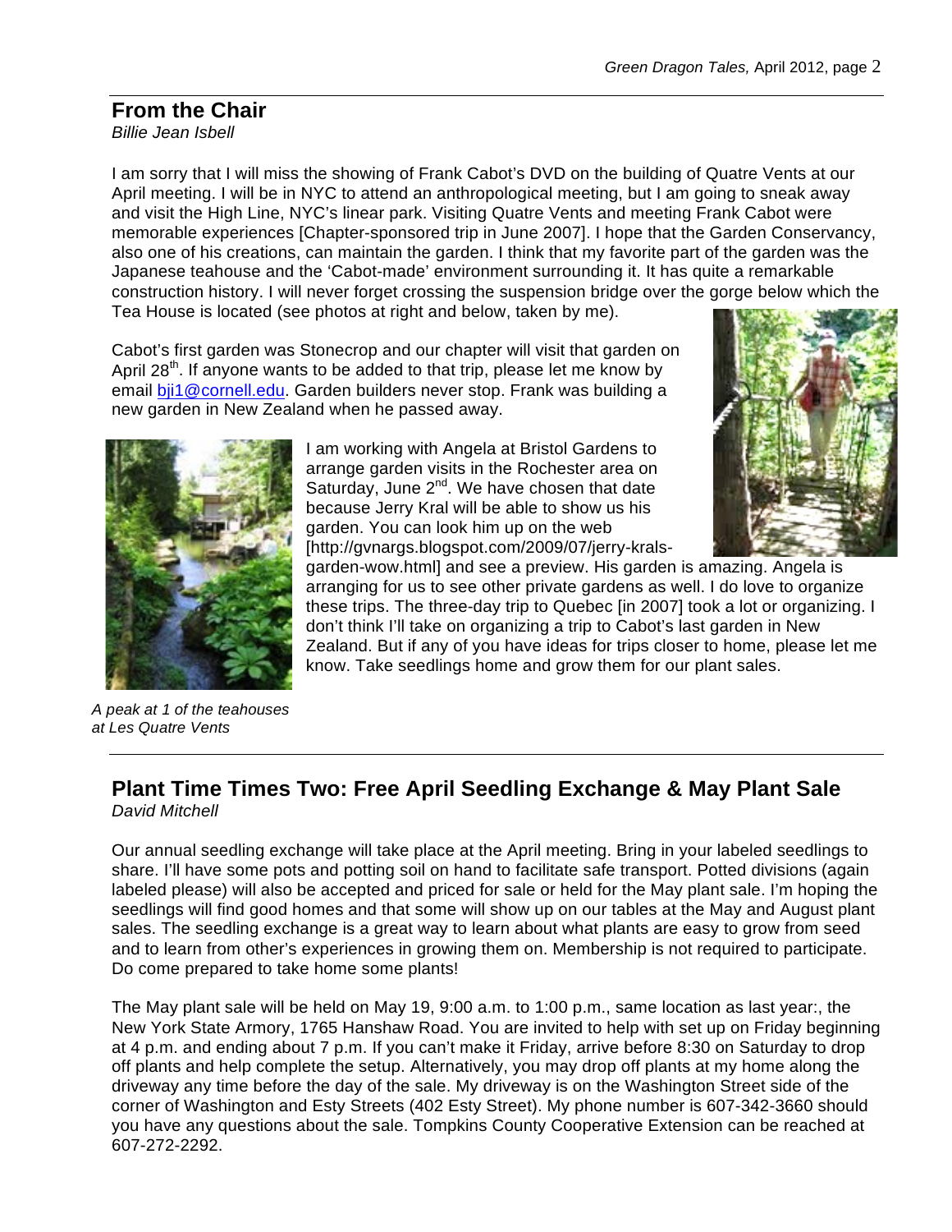## From the Chair

*Billie Jean Isbell*

I am sorry that I will miss the showing of Frank Cabot's DVD on the building of Quatre Vents at our April meeting. I will be in NYC to attend an anthropological meeting, but I am going to sneak away and visit the High Line, NYC's linear park. Visiting Quatre Vents and meeting Frank Cabot were memorable experiences [Chapter-sponsored trip in June 2007]. I hope that the Garden Conservancy, also one of his creations, can maintain the garden. I think that my favorite part of the garden was the Japanese teahouse and the 'Cabot-made' environment surrounding it. It has quite a remarkable construction history. I will never forget crossing the suspension bridge over the gorge below which the Tea House is located (see photos at right and below, taken by me).

Cabot's first garden was Stonecrop and our chapter will visit that garden on April 28th. If anyone wants to be added to that trip, please let me know by email bji1@cornell.edu. Garden builders never stop. Frank was building a new garden in New Zealand when he passed away.

I am working with Angela at Bristol Gardens to arrange garden visits in the Rochester area on Saturday, June 2nd. We have chosen that date because Jerry Kral will be able to show us his garden. You can look him up on the web [http://gvnargs.blogspot.com/2009/07/jerry-krals-garden-wow.html] and see a preview. His garden is amazing. Angela is arranging for us to see other private gardens as well. I do love to organize these trips. The three-day trip to Quebec [in 2007] took a lot or organizing. I don't think I'll take on organizing a trip to Cabot's last garden in New Zealand. But if any of you have ideas for trips closer to home, please let me know. Take seedlings home and grow them for our plant sales.

*A peak at 1 of the teahouses at Les Quatre Vents*

## Plant Time Times Two: Free April Seedling Exchange & May Plant Sale

*David Mitchell*

Our annual seedling exchange will take place at the April meeting. Bring in your labeled seedlings to share. I'll have some pots and potting soil on hand to facilitate safe transport. Potted divisions (again labeled please) will also be accepted and priced for sale or held for the May plant sale. I'm hoping the seedlings will find good homes and that some will show up on our tables at the May and August plant sales. The seedling exchange is a great way to learn about what plants are easy to grow from seed and to learn from other's experiences in growing them on. Membership is not required to participate. Do come prepared to take home some plants!

The May plant sale will be held on May 19, 9:00 a.m. to 1:00 p.m., same location as last year:, the New York State Armory, 1765 Hanshaw Road. You are invited to help with set up on Friday beginning at 4 p.m. and ending about 7 p.m. If you can't make it Friday, arrive before 8:30 on Saturday to drop off plants and help complete the setup. Alternatively, you may drop off plants at my home along the driveway any time before the day of the sale. My driveway is on the Washington Street side of the corner of Washington and Esty Streets (402 Esty Street). My phone number is 607-342-3660 should you have any questions about the sale. Tompkins County Cooperative Extension can be reached at 607-272-2292.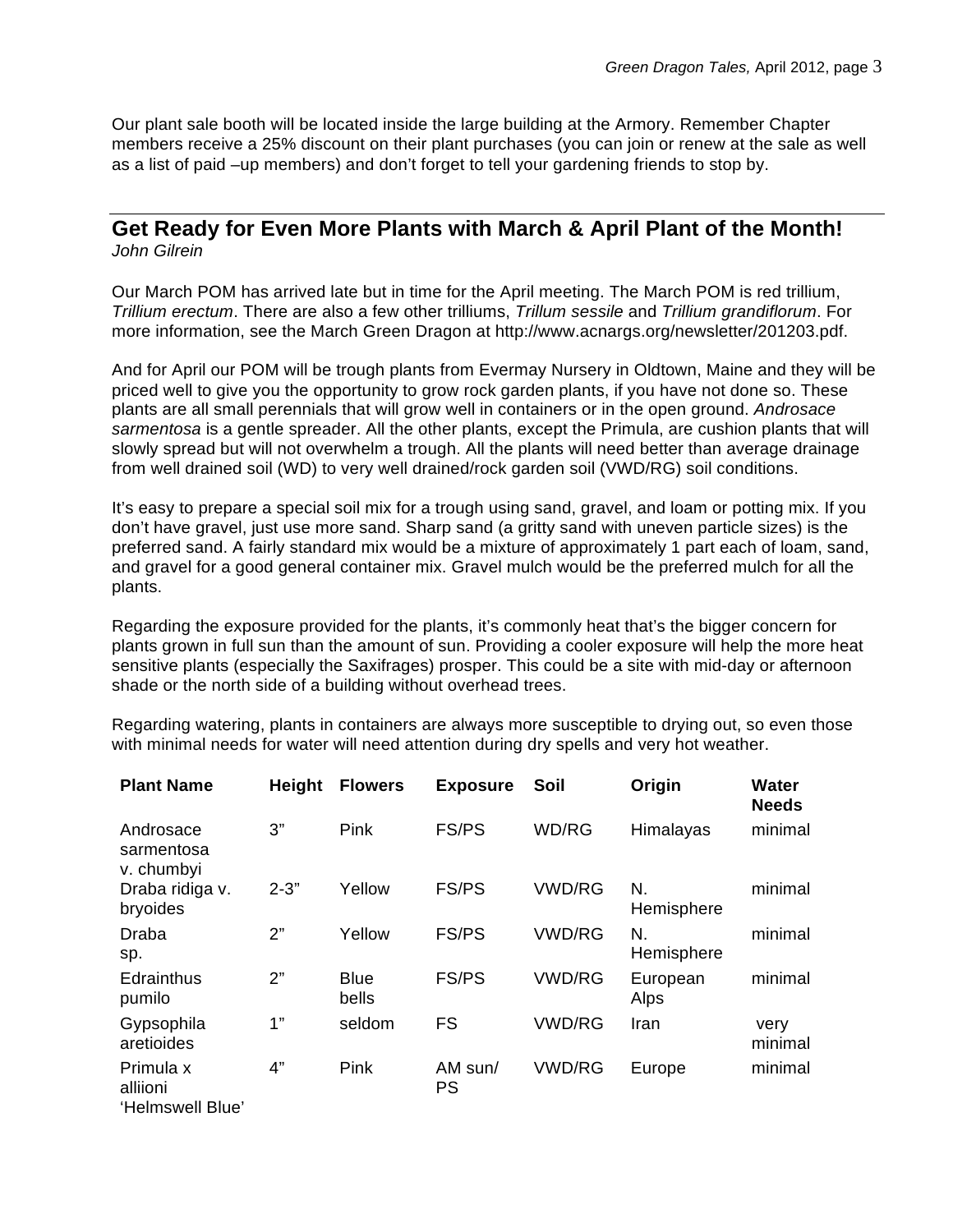Our plant sale booth will be located inside the large building at the Armory. Remember Chapter members receive a 25% discount on their plant purchases (you can join or renew at the sale as well as a list of paid –up members) and don't forget to tell your gardening friends to stop by.

## Get Ready for Even More Plants with March & April Plant of the Month!

*John Gilrein*

Our March POM has arrived late but in time for the April meeting. The March POM is red trillium, *Trillium erectum*. There are also a few other trilliums, *Trillum sessile* and *Trillium grandiflorum*. For more information, see the March Green Dragon at http://www.acnargs.org/newsletter/201203.pdf.

And for April our POM will be trough plants from Evermay Nursery in Oldtown, Maine and they will be priced well to give you the opportunity to grow rock garden plants, if you have not done so. These plants are all small perennials that will grow well in containers or in the open ground. *Androsace sarmentosa* is a gentle spreader. All the other plants, except the Primula, are cushion plants that will slowly spread but will not overwhelm a trough. All the plants will need better than average drainage from well drained soil (WD) to very well drained/rock garden soil (VWD/RG) soil conditions.

It's easy to prepare a special soil mix for a trough using sand, gravel, and loam or potting mix. If you don't have gravel, just use more sand. Sharp sand (a gritty sand with uneven particle sizes) is the preferred sand. A fairly standard mix would be a mixture of approximately 1 part each of loam, sand, and gravel for a good general container mix. Gravel mulch would be the preferred mulch for all the plants.

Regarding the exposure provided for the plants, it's commonly heat that's the bigger concern for plants grown in full sun than the amount of sun. Providing a cooler exposure will help the more heat sensitive plants (especially the Saxifrages) prosper. This could be a site with mid-day or afternoon shade or the north side of a building without overhead trees.

Regarding watering, plants in containers are always more susceptible to drying out, so even those with minimal needs for water will need attention during dry spells and very hot weather.

| Plant Name | Height | Flowers | Exposure | Soil | Origin | Water Needs |
|---|---|---|---|---|---|---|
| Androsace sarmentosa v. chumbyi | 3" | Pink | FS/PS | WD/RG | Himalayas | minimal |
| Draba ridiga v. bryoides | 2-3" | Yellow | FS/PS | VWD/RG | N. Hemisphere | minimal |
| Draba sp. | 2" | Yellow | FS/PS | VWD/RG | N. Hemisphere | minimal |
| Edrainthus pumilo | 2" | Blue bells | FS/PS | VWD/RG | European Alps | minimal |
| Gypsophila aretioides | 1" | seldom | FS | VWD/RG | Iran | very minimal |
| Primula x alliioni 'Helmswell Blue' | 4" | Pink | AM sun/ PS | VWD/RG | Europe | minimal |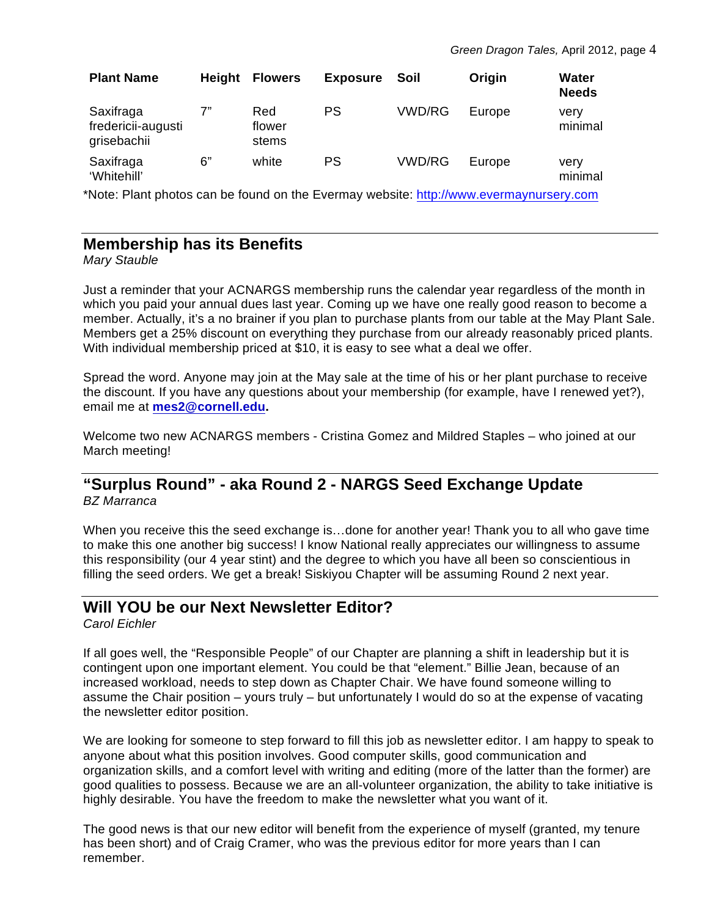| Plant Name | Height | Flowers | Exposure | Soil | Origin | Water Needs |
|---|---|---|---|---|---|---|
| Saxifraga federicii-augusti grisebachii | 7” | Red flower stems | PS | VWD/RG | Europe | very minimal |
| Saxifraga ‘Whitehill’ | 6” | white | PS | VWD/RG | Europe | very minimal |

*Note: Plant photos can be found on the Evermay website: http://www.evermaynursery.com

## Membership has its Benefits

*Mary Stauble*

Just a reminder that your ACNARGS membership runs the calendar year regardless of the month in which you paid your annual dues last year. Coming up we have one really good reason to become a member. Actually, it’s a no brainer if you plan to purchase plants from our table at the May Plant Sale. Members get a 25% discount on everything they purchase from our already reasonably priced plants. With individual membership priced at $10, it is easy to see what a deal we offer.

Spread the word. Anyone may join at the May sale at the time of his or her plant purchase to receive the discount. If you have any questions about your membership (for example, have I renewed yet?), email me at **mes2@cornell.edu.**

Welcome two new ACNARGS members - Cristina Gomez and Mildred Staples – who joined at our March meeting!

## “Surplus Round” - aka Round 2 - NARGS Seed Exchange Update

*BZ Marranca*

When you receive this the seed exchange is…done for another year! Thank you to all who gave time to make this one another big success! I know National really appreciates our willingness to assume this responsibility (our 4 year stint) and the degree to which you have all been so conscientious in filling the seed orders. We get a break! Siskiyou Chapter will be assuming Round 2 next year.

## Will YOU be our Next Newsletter Editor?

*Carol Eichler*

If all goes well, the “Responsible People” of our Chapter are planning a shift in leadership but it is contingent upon one important element. You could be that “element.” Billie Jean, because of an increased workload, needs to step down as Chapter Chair. We have found someone willing to assume the Chair position – yours truly – but unfortunately I would do so at the expense of vacating the newsletter editor position.

We are looking for someone to step forward to fill this job as newsletter editor. I am happy to speak to anyone about what this position involves. Good computer skills, good communication and organization skills, and a comfort level with writing and editing (more of the latter than the former) are good qualities to possess. Because we are an all-volunteer organization, the ability to take initiative is highly desirable. You have the freedom to make the newsletter what you want of it.

The good news is that our new editor will benefit from the experience of myself (granted, my tenure has been short) and of Craig Cramer, who was the previous editor for more years than I can remember.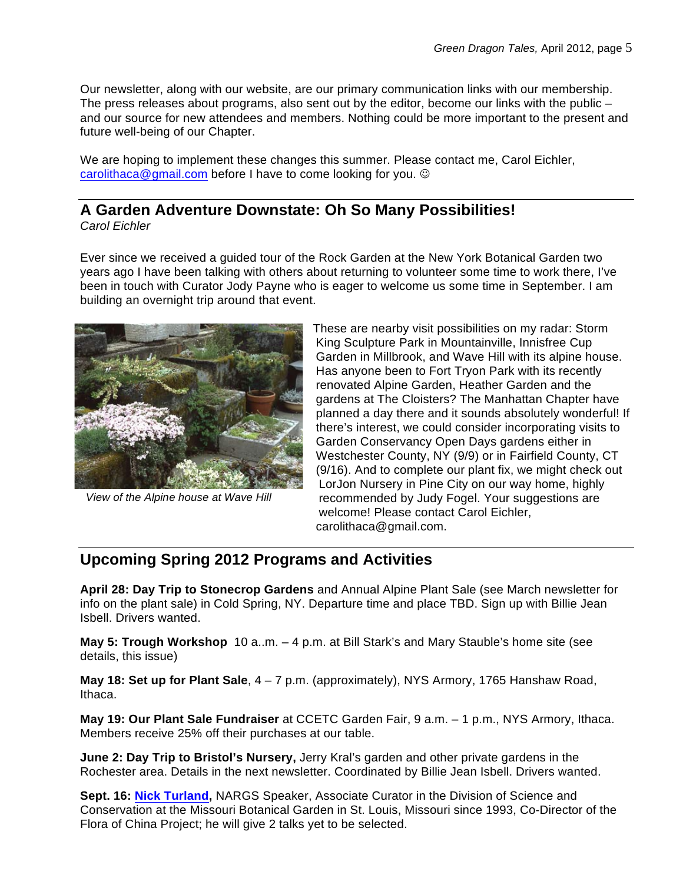Our newsletter, along with our website, are our primary communication links with our membership. The press releases about programs, also sent out by the editor, become our links with the public – and our source for new attendees and members. Nothing could be more important to the present and future well-being of our Chapter.

We are hoping to implement these changes this summer. Please contact me, Carol Eichler, [carolithaca@gmail.com](mailto:carolithaca@gmail.com) before I have to come looking for you. ☺

---

## A Garden Adventure Downstate: Oh So Many Possibilities!

*Carol Eichler*

Ever since we received a guided tour of the Rock Garden at the New York Botanical Garden two years ago I have been talking with others about returning to volunteer some time to work there, I've been in touch with Curator Jody Payne who is eager to welcome us some time in September. I am building an overnight trip around that event.

*View of the Alpine house at Wave Hill*

These are nearby visit possibilities on my radar: Storm King Sculpture Park in Mountainville, Innisfree Cup Garden in Millbrook, and Wave Hill with its alpine house. Has anyone been to Fort Tryon Park with its recently renovated Alpine Garden, Heather Garden and the gardens at The Cloisters? The Manhattan Chapter have planned a day there and it sounds absolutely wonderful! If there's interest, we could consider incorporating visits to Garden Conservancy Open Days gardens either in Westchester County, NY (9/9) or in Fairfield County, CT (9/16). And to complete our plant fix, we might check out LorJon Nursery in Pine City on our way home, highly recommended by Judy Fogel. Your suggestions are welcome! Please contact Carol Eichler, carolithaca@gmail.com.

---

## Upcoming Spring 2012 Programs and Activities

**April 28: Day Trip to Stonecrop Gardens** and Annual Alpine Plant Sale (see March newsletter for info on the plant sale) in Cold Spring, NY. Departure time and place TBD. Sign up with Billie Jean Isbell. Drivers wanted.

**May 5: Trough Workshop** 10 a..m. – 4 p.m. at Bill Stark's and Mary Stauble's home site (see details, this issue)

**May 18: Set up for Plant Sale**, 4 – 7 p.m. (approximately), NYS Armory, 1765 Hanshaw Road, Ithaca.

**May 19: Our Plant Sale Fundraiser** at CCETC Garden Fair, 9 a.m. – 1 p.m., NYS Armory, Ithaca. Members receive 25% off their purchases at our table.

**June 2: Day Trip to Bristol's Nursery,** Jerry Kral's garden and other private gardens in the Rochester area. Details in the next newsletter. Coordinated by Billie Jean Isbell. Drivers wanted.

**Sept. 16: Nick Turland,** NARGS Speaker, Associate Curator in the Division of Science and Conservation at the Missouri Botanical Garden in St. Louis, Missouri since 1993, Co-Director of the Flora of China Project; he will give 2 talks yet to be selected.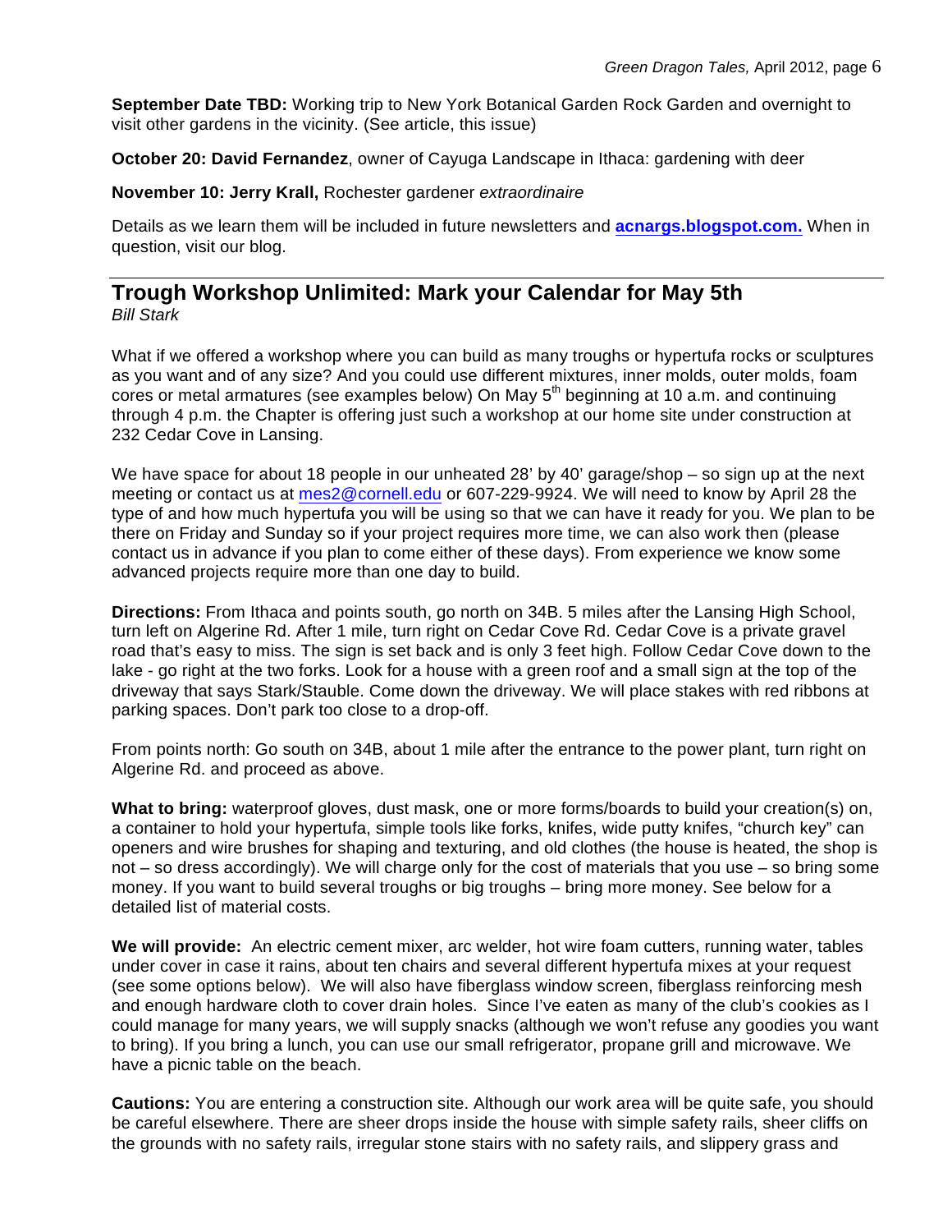**September Date TBD:** Working trip to New York Botanical Garden Rock Garden and overnight to visit other gardens in the vicinity. (See article, this issue)

**October 20: David Fernandez**, owner of Cayuga Landscape in Ithaca: gardening with deer

**November 10: Jerry Krall,** Rochester gardener *extraordinaire*

Details as we learn them will be included in future newsletters and **acnargs.blogspot.com.** When in question, visit our blog.

## Trough Workshop Unlimited: Mark your Calendar for May 5th

*Bill Stark*

What if we offered a workshop where you can build as many troughs or hypertufa rocks or sculptures as you want and of any size? And you could use different mixtures, inner molds, outer molds, foam cores or metal armatures (see examples below) On May 5th beginning at 10 a.m. and continuing through 4 p.m. the Chapter is offering just such a workshop at our home site under construction at 232 Cedar Cove in Lansing.

We have space for about 18 people in our unheated 28' by 40' garage/shop – so sign up at the next meeting or contact us at mes2@cornell.edu or 607-229-9924. We will need to know by April 28 the type of and how much hypertufa you will be using so that we can have it ready for you. We plan to be there on Friday and Sunday so if your project requires more time, we can also work then (please contact us in advance if you plan to come either of these days). From experience we know some advanced projects require more than one day to build.

**Directions:** From Ithaca and points south, go north on 34B. 5 miles after the Lansing High School, turn left on Algerine Rd. After 1 mile, turn right on Cedar Cove Rd. Cedar Cove is a private gravel road that's easy to miss. The sign is set back and is only 3 feet high. Follow Cedar Cove down to the lake - go right at the two forks. Look for a house with a green roof and a small sign at the top of the driveway that says Stark/Stauble. Come down the driveway. We will place stakes with red ribbons at parking spaces. Don't park too close to a drop-off.

From points north: Go south on 34B, about 1 mile after the entrance to the power plant, turn right on Algerine Rd. and proceed as above.

**What to bring:** waterproof gloves, dust mask, one or more forms/boards to build your creation(s) on, a container to hold your hypertufa, simple tools like forks, knifes, wide putty knifes, "church key" can openers and wire brushes for shaping and texturing, and old clothes (the house is heated, the shop is not – so dress accordingly). We will charge only for the cost of materials that you use – so bring some money. If you want to build several troughs or big troughs – bring more money. See below for a detailed list of material costs.

**We will provide:** An electric cement mixer, arc welder, hot wire foam cutters, running water, tables under cover in case it rains, about ten chairs and several different hypertufa mixes at your request (see some options below). We will also have fiberglass window screen, fiberglass reinforcing mesh and enough hardware cloth to cover drain holes. Since I've eaten as many of the club's cookies as I could manage for many years, we will supply snacks (although we won't refuse any goodies you want to bring). If you bring a lunch, you can use our small refrigerator, propane grill and microwave. We have a picnic table on the beach.

**Cautions:** You are entering a construction site. Although our work area will be quite safe, you should be careful elsewhere. There are sheer drops inside the house with simple safety rails, sheer cliffs on the grounds with no safety rails, irregular stone stairs with no safety rails, and slippery grass and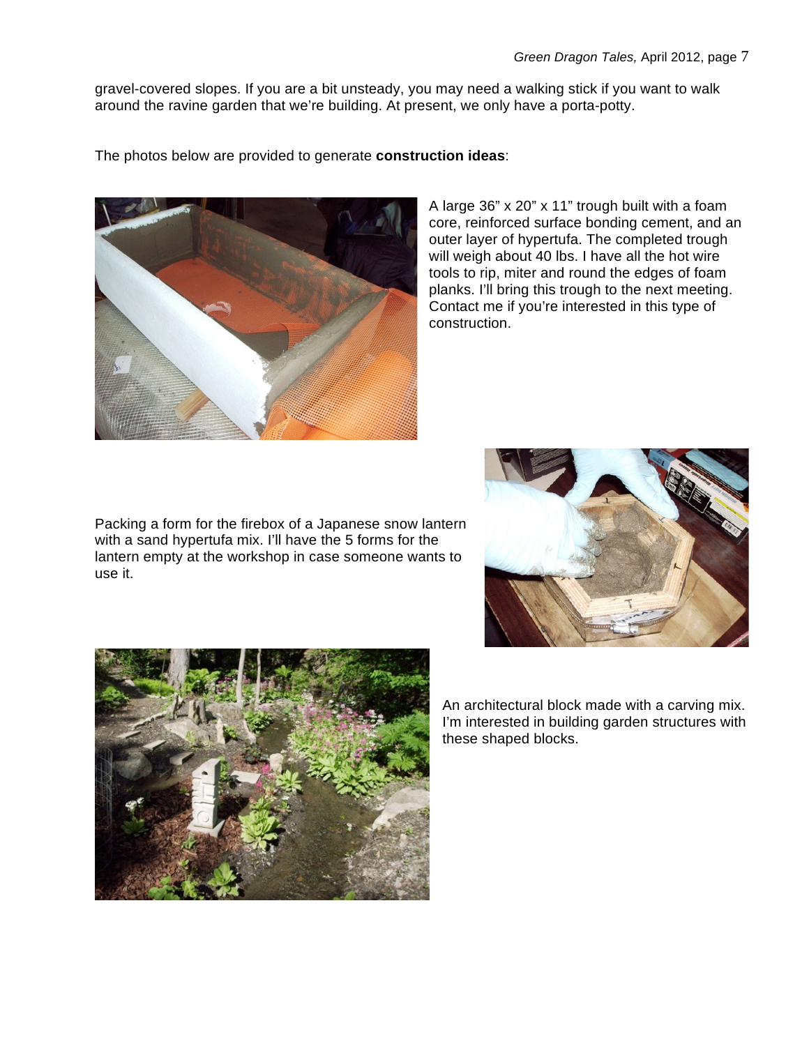gravel-covered slopes. If you are a bit unsteady, you may need a walking stick if you want to walk around the ravine garden that we're building. At present, we only have a porta-potty.

The photos below are provided to generate **construction ideas**:

A large 36" x 20" x 11" trough built with a foam core, reinforced surface bonding cement, and an outer layer of hypertufa. The completed trough will weigh about 40 lbs. I have all the hot wire tools to rip, miter and round the edges of foam planks. I'll bring this trough to the next meeting. Contact me if you're interested in this type of construction.

Packing a form for the firebox of a Japanese snow lantern with a sand hypertufa mix. I'll have the 5 forms for the lantern empty at the workshop in case someone wants to use it.

An architectural block made with a carving mix. I'm interested in building garden structures with these shaped blocks.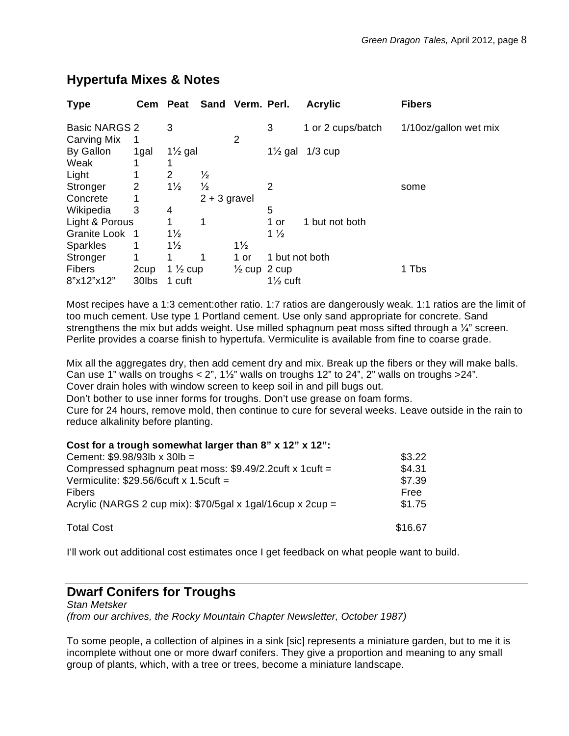## Hypertufa Mixes & Notes

| Type | Cem | Peat | Sand | Verm. | Perl. | Acrylic | Fibers |
|---|---|---|---|---|---|---|---|
| Basic NARGS | 2 | 3 | | | 3 | 1 or 2 cups/batch | 1/10oz/gallon wet mix |
| Carving Mix | 1 | | | 2 | | | |
| By Gallon | 1gal | 1½ gal | | | 1½ gal | 1/3 cup | |
| Weak | 1 | 1 | | | | | |
| Light | 1 | 2 | ½ | | | | |
| Stronger | 2 | 1½ | ½ | | 2 | | some |
| Concrete | 1 | | 2 + 3 gravel | | | | |
| Wikipedia | 3 | 4 | | | 5 | | |
| Light & Porous | | 1 | 1 | | 1 or | 1 but not both | |
| Granite Look | 1 | 1½ | | | 1 ½ | | |
| Sparkles | 1 | 1½ | | 1½ | | | |
| Stronger | 1 | 1 | 1 | 1 or | 1 but not both | | |
| Fibers | 2cup | 1 ½ cup | | ½ cup | 2 cup | | 1 Tbs |
| 8"x12"x12" | 30lbs | 1 cuft | | | 1½ cuft | | |

Most recipes have a 1:3 cement:other ratio. 1:7 ratios are dangerously weak. 1:1 ratios are the limit of too much cement. Use type 1 Portland cement. Use only sand appropriate for concrete. Sand strengthens the mix but adds weight. Use milled sphagnum peat moss sifted through a ¼" screen. Perlite provides a coarse finish to hypertufa. Vermiculite is available from fine to coarse grade.

Mix all the aggregates dry, then add cement dry and mix. Break up the fibers or they will make balls.
Can use 1" walls on troughs < 2", 1½" walls on troughs 12" to 24", 2" walls on troughs >24".
Cover drain holes with window screen to keep soil in and pill bugs out.
Don't bother to use inner forms for troughs. Don't use grease on foam forms.
Cure for 24 hours, remove mold, then continue to cure for several weeks. Leave outside in the rain to reduce alkalinity before planting.

**Cost for a trough somewhat larger than 8" x 12" x 12":**

| | |
|---|---|
| Cement: $9.98/93lb x 30lb = | $3.22 |
| Compressed sphagnum peat moss: $9.49/2.2cuft x 1cuft = | $4.31 |
| Vermiculite: $29.56/6cuft x 1.5cuft = | $7.39 |
| Fibers | Free |
| Acrylic (NARGS 2 cup mix): $70/5gal x 1gal/16cup x 2cup = | $1.75 |
| Total Cost | $16.67 |

I'll work out additional cost estimates once I get feedback on what people want to build.

---

## Dwarf Conifers for Troughs

*Stan Metsker*
*(from our archives, the Rocky Mountain Chapter Newsletter, October 1987)*

To some people, a collection of alpines in a sink [sic] represents a miniature garden, but to me it is incomplete without one or more dwarf conifers. They give a proportion and meaning to any small group of plants, which, with a tree or trees, become a miniature landscape.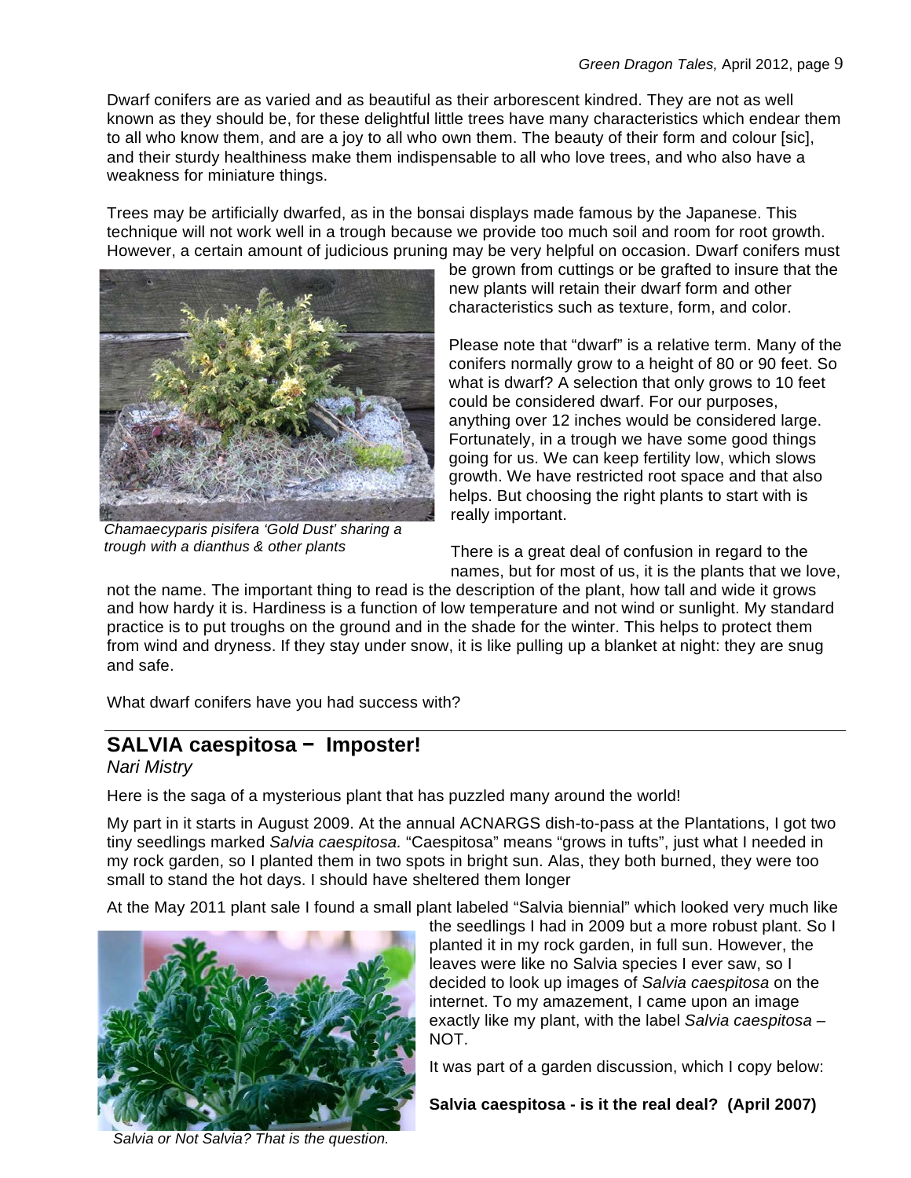Dwarf conifers are as varied and as beautiful as their arborescent kindred. They are not as well known as they should be, for these delightful little trees have many characteristics which endear them to all who know them, and are a joy to all who own them. The beauty of their form and colour [sic], and their sturdy healthiness make them indispensable to all who love trees, and who also have a weakness for miniature things.

Trees may be artificially dwarfed, as in the bonsai displays made famous by the Japanese. This technique will not work well in a trough because we provide too much soil and room for root growth. However, a certain amount of judicious pruning may be very helpful on occasion. Dwarf conifers must be grown from cuttings or be grafted to insure that the new plants will retain their dwarf form and other characteristics such as texture, form, and color.

*Chamaecyparis pisifera 'Gold Dust' sharing a trough with a dianthus & other plants*

Please note that "dwarf" is a relative term. Many of the conifers normally grow to a height of 80 or 90 feet. So what is dwarf? A selection that only grows to 10 feet could be considered dwarf. For our purposes, anything over 12 inches would be considered large. Fortunately, in a trough we have some good things going for us. We can keep fertility low, which slows growth. We have restricted root space and that also helps. But choosing the right plants to start with is really important.

There is a great deal of confusion in regard to the names, but for most of us, it is the plants that we love, not the name. The important thing to read is the description of the plant, how tall and wide it grows and how hardy it is. Hardiness is a function of low temperature and not wind or sunlight. My standard practice is to put troughs on the ground and in the shade for the winter. This helps to protect them from wind and dryness. If they stay under snow, it is like pulling up a blanket at night: they are snug and safe.

What dwarf conifers have you had success with?

---

## SALVIA caespitosa − Imposter!

*Nari Mistry*

Here is the saga of a mysterious plant that has puzzled many around the world!

My part in it starts in August 2009. At the annual ACNARGS dish-to-pass at the Plantations, I got two tiny seedlings marked *Salvia caespitosa.* "Caespitosa" means "grows in tufts", just what I needed in my rock garden, so I planted them in two spots in bright sun. Alas, they both burned, they were too small to stand the hot days. I should have sheltered them longer

At the May 2011 plant sale I found a small plant labeled "Salvia biennial" which looked very much like the seedlings I had in 2009 but a more robust plant. So I planted it in my rock garden, in full sun. However, the leaves were like no Salvia species I ever saw, so I decided to look up images of *Salvia caespitosa* on the internet. To my amazement, I came upon an image exactly like my plant, with the label *Salvia caespitosa* – NOT.

*Salvia or Not Salvia? That is the question.*

It was part of a garden discussion, which I copy below:

**Salvia caespitosa - is it the real deal? (April 2007)**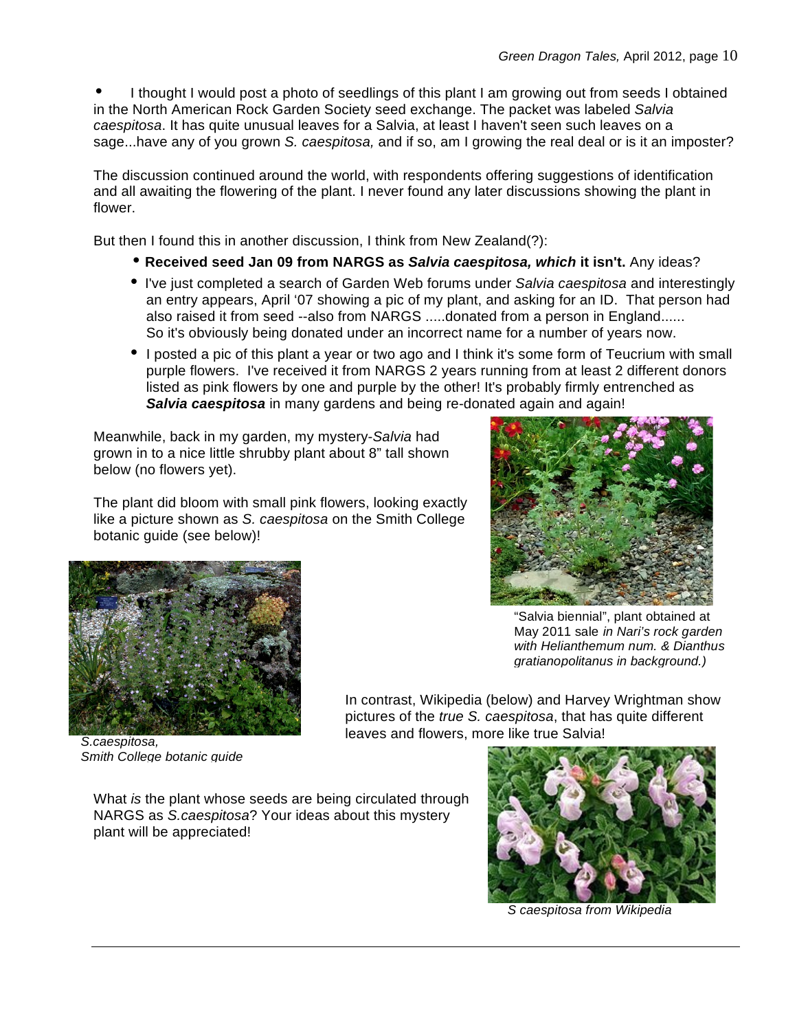- I thought I would post a photo of seedlings of this plant I am growing out from seeds I obtained in the North American Rock Garden Society seed exchange. The packet was labeled *Salvia caespitosa*. It has quite unusual leaves for a Salvia, at least I haven't seen such leaves on a sage...have any of you grown *S. caespitosa,* and if so, am I growing the real deal or is it an imposter?

The discussion continued around the world, with respondents offering suggestions of identification and all awaiting the flowering of the plant. I never found any later discussions showing the plant in flower.

But then I found this in another discussion, I think from New Zealand(?):

- **Received seed Jan 09 from NARGS as *Salvia caespitosa, which* it isn't.** Any ideas?
- I've just completed a search of Garden Web forums under *Salvia caespitosa* and interestingly an entry appears, April '07 showing a pic of my plant, and asking for an ID. That person had also raised it from seed --also from NARGS .....donated from a person in England...... So it's obviously being donated under an incorrect name for a number of years now.
- I posted a pic of this plant a year or two ago and I think it's some form of Teucrium with small purple flowers. I've received it from NARGS 2 years running from at least 2 different donors listed as pink flowers by one and purple by the other! It's probably firmly entrenched as ***Salvia caespitosa*** in many gardens and being re-donated again and again!

Meanwhile, back in my garden, my mystery-*Salvia* had grown in to a nice little shrubby plant about 8" tall shown below (no flowers yet).

The plant did bloom with small pink flowers, looking exactly like a picture shown as *S. caespitosa* on the Smith College botanic guide (see below)!

"Salvia biennial", plant obtained at May 2011 sale *in Nari's rock garden with Helianthemum num. & Dianthus gratianopolitanus in background.)*

*S.caespitosa, Smith College botanic guide*

In contrast, Wikipedia (below) and Harvey Wrightman show pictures of the *true S. caespitosa*, that has quite different leaves and flowers, more like true Salvia!

What *is* the plant whose seeds are being circulated through NARGS as *S.caespitosa*? Your ideas about this mystery plant will be appreciated!

*S caespitosa from Wikipedia*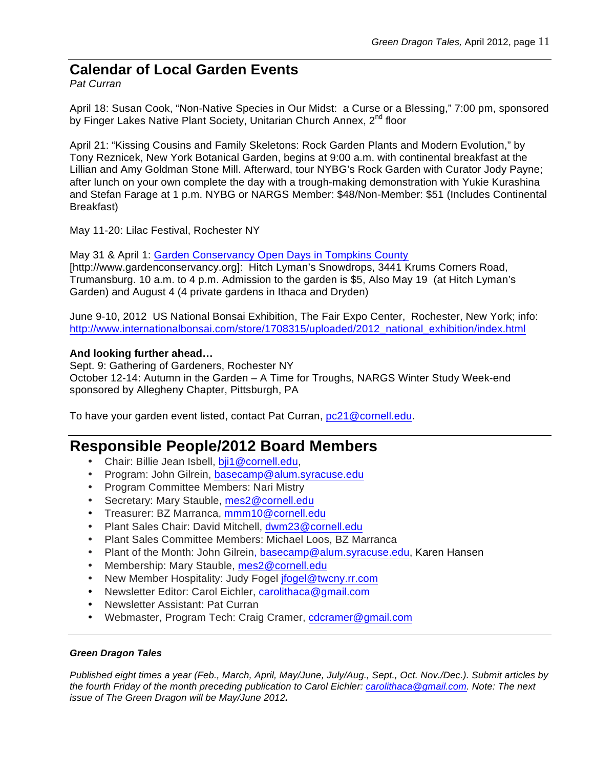## Calendar of Local Garden Events

*Pat Curran*

April 18: Susan Cook, "Non-Native Species in Our Midst: a Curse or a Blessing," 7:00 pm, sponsored by Finger Lakes Native Plant Society, Unitarian Church Annex, 2nd floor

April 21: "Kissing Cousins and Family Skeletons: Rock Garden Plants and Modern Evolution," by Tony Reznicek, New York Botanical Garden, begins at 9:00 a.m. with continental breakfast at the Lillian and Amy Goldman Stone Mill. Afterward, tour NYBG's Rock Garden with Curator Jody Payne; after lunch on your own complete the day with a trough-making demonstration with Yukie Kurashina and Stefan Farage at 1 p.m. NYBG or NARGS Member: $48/Non-Member: $51 (Includes Continental Breakfast)

May 11-20: Lilac Festival, Rochester NY

May 31 & April 1: Garden Conservancy Open Days in Tompkins County [http://www.gardenconservancy.org]: Hitch Lyman's Snowdrops, 3441 Krums Corners Road, Trumansburg. 10 a.m. to 4 p.m. Admission to the garden is $5, Also May 19 (at Hitch Lyman's Garden) and August 4 (4 private gardens in Ithaca and Dryden)

June 9-10, 2012 US National Bonsai Exhibition, The Fair Expo Center, Rochester, New York; info: http://www.internationalbonsai.com/store/1708315/uploaded/2012_national_exhibition/index.html

**And looking further ahead…**

Sept. 9: Gathering of Gardeners, Rochester NY
October 12-14: Autumn in the Garden – A Time for Troughs, NARGS Winter Study Week-end sponsored by Allegheny Chapter, Pittsburgh, PA

To have your garden event listed, contact Pat Curran, pc21@cornell.edu.

## Responsible People/2012 Board Members

- Chair: Billie Jean Isbell, bji1@cornell.edu,
- Program: John Gilrein, basecamp@alum.syracuse.edu
- Program Committee Members: Nari Mistry
- Secretary: Mary Stauble, mes2@cornell.edu
- Treasurer: BZ Marranca, mmm10@cornell.edu
- Plant Sales Chair: David Mitchell, dwm23@cornell.edu
- Plant Sales Committee Members: Michael Loos, BZ Marranca
- Plant of the Month: John Gilrein, basecamp@alum.syracuse.edu, Karen Hansen
- Membership: Mary Stauble, mes2@cornell.edu
- New Member Hospitality: Judy Fogel jfogel@twcny.rr.com
- Newsletter Editor: Carol Eichler, carolithaca@gmail.com
- Newsletter Assistant: Pat Curran
- Webmaster, Program Tech: Craig Cramer, cdcramer@gmail.com

***Green Dragon Tales***

*Published eight times a year (Feb., March, April, May/June, July/Aug., Sept., Oct. Nov./Dec.). Submit articles by the fourth Friday of the month preceding publication to Carol Eichler: carolithaca@gmail.com. Note: The next issue of The Green Dragon will be May/June 2012.*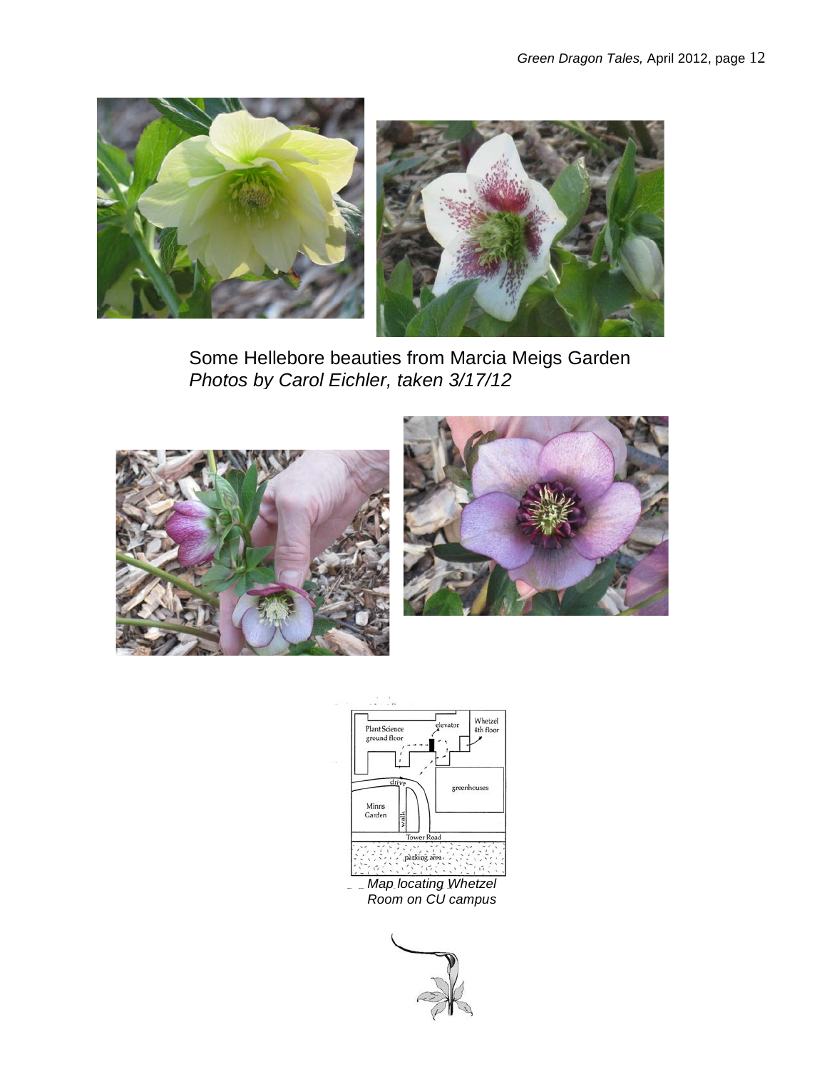Some Hellebore beauties from Marcia Meigs Garden
*Photos by Carol Eichler, taken 3/17/12*

Plant Science ground floor

elevator

Whetzel 4th floor

drive

greenhouses

Minns Garden

walk

Tower Road

parking area

*Map locating Whetzel Room on CU campus*